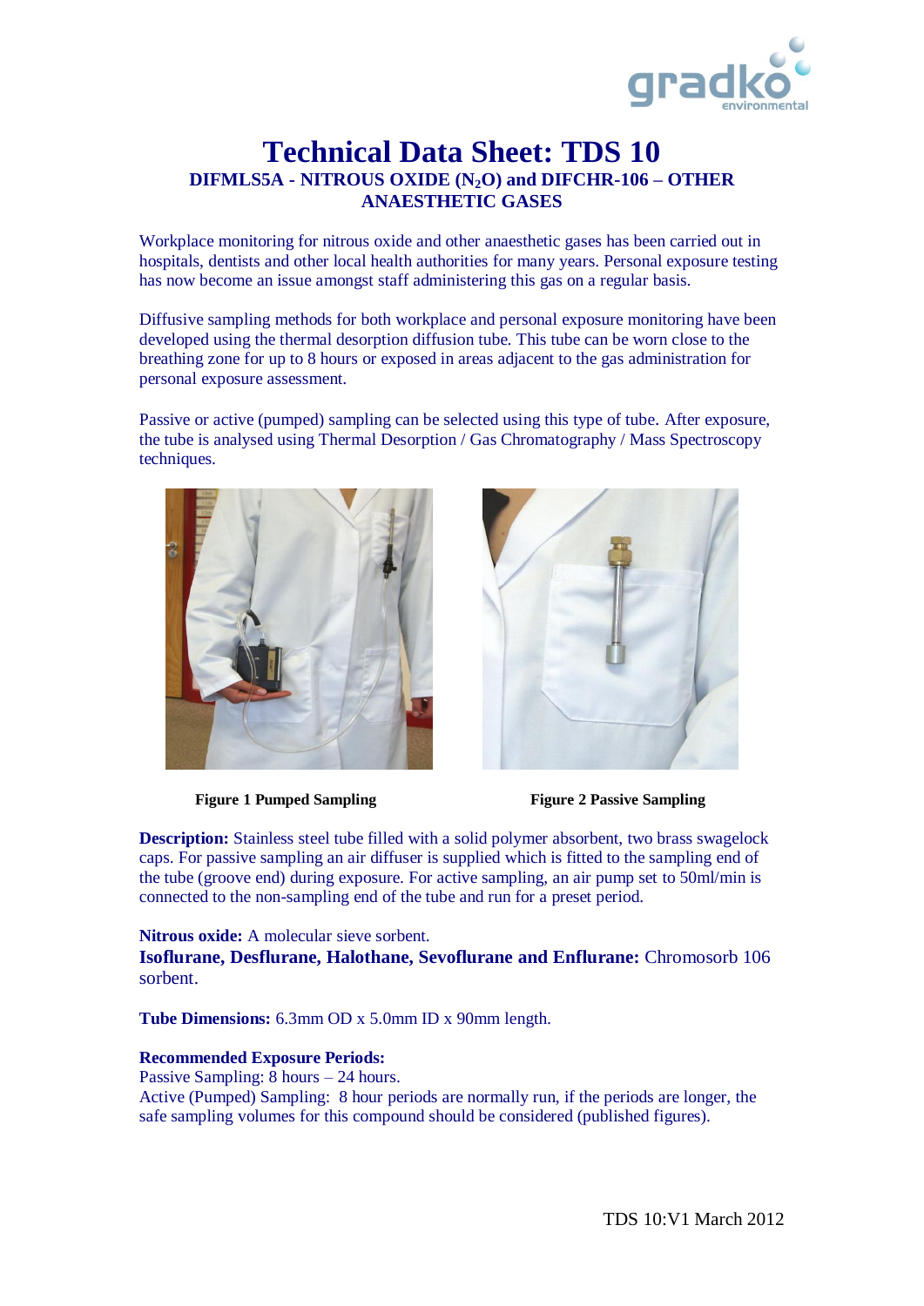# Technical Data Sheet: TDS 10

## DIFMLS5A - NITROUS OXIDE ($N_2O$) and DIFCHR-106 – OTHER ANAESTHETIC GASES

Workplace monitoring for nitrous oxide and other anaesthetic gases has been carried out in hospitals, dentists and other local health authorities for many years. Personal exposure testing has now become an issue amongst staff administering this gas on a regular basis.

Diffusive sampling methods for both workplace and personal exposure monitoring have been developed using the thermal desorption diffusion tube. This tube can be worn close to the breathing zone for up to 8 hours or exposed in areas adjacent to the gas administration for personal exposure assessment.

Passive or active (pumped) sampling can be selected using this type of tube. After exposure, the tube is analysed using Thermal Desorption / Gas Chromatography / Mass Spectroscopy techniques.

**Figure 1 Pumped Sampling**

**Figure 2 Passive Sampling**

**Description:** Stainless steel tube filled with a solid polymer absorbent, two brass swagelock caps. For passive sampling an air diffuser is supplied which is fitted to the sampling end of the tube (groove end) during exposure. For active sampling, an air pump set to 50ml/min is connected to the non-sampling end of the tube and run for a preset period.

**Nitrous oxide:** A molecular sieve sorbent.
**Isoflurane, Desflurane, Halothane, Sevoflurane and Enflurane:** Chromosorb 106 sorbent.

**Tube Dimensions:** 6.3mm OD x 5.0mm ID x 90mm length.

**Recommended Exposure Periods:**
Passive Sampling: 8 hours – 24 hours.
Active (Pumped) Sampling: 8 hour periods are normally run, if the periods are longer, the safe sampling volumes for this compound should be considered (published figures).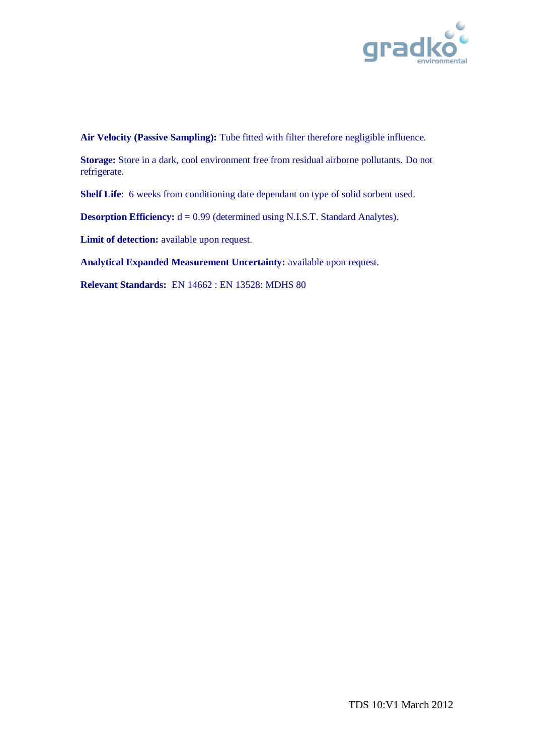**Air Velocity (Passive Sampling):** Tube fitted with filter therefore negligible influence.

**Storage:** Store in a dark, cool environment free from residual airborne pollutants. Do not refrigerate.

**Shelf Life**: 6 weeks from conditioning date dependant on type of solid sorbent used.

**Desorption Efficiency:** d = 0.99 (determined using N.I.S.T. Standard Analytes).

**Limit of detection:** available upon request.

**Analytical Expanded Measurement Uncertainty:** available upon request.

**Relevant Standards:** EN 14662 : EN 13528: MDHS 80

TDS 10:V1 March 2012